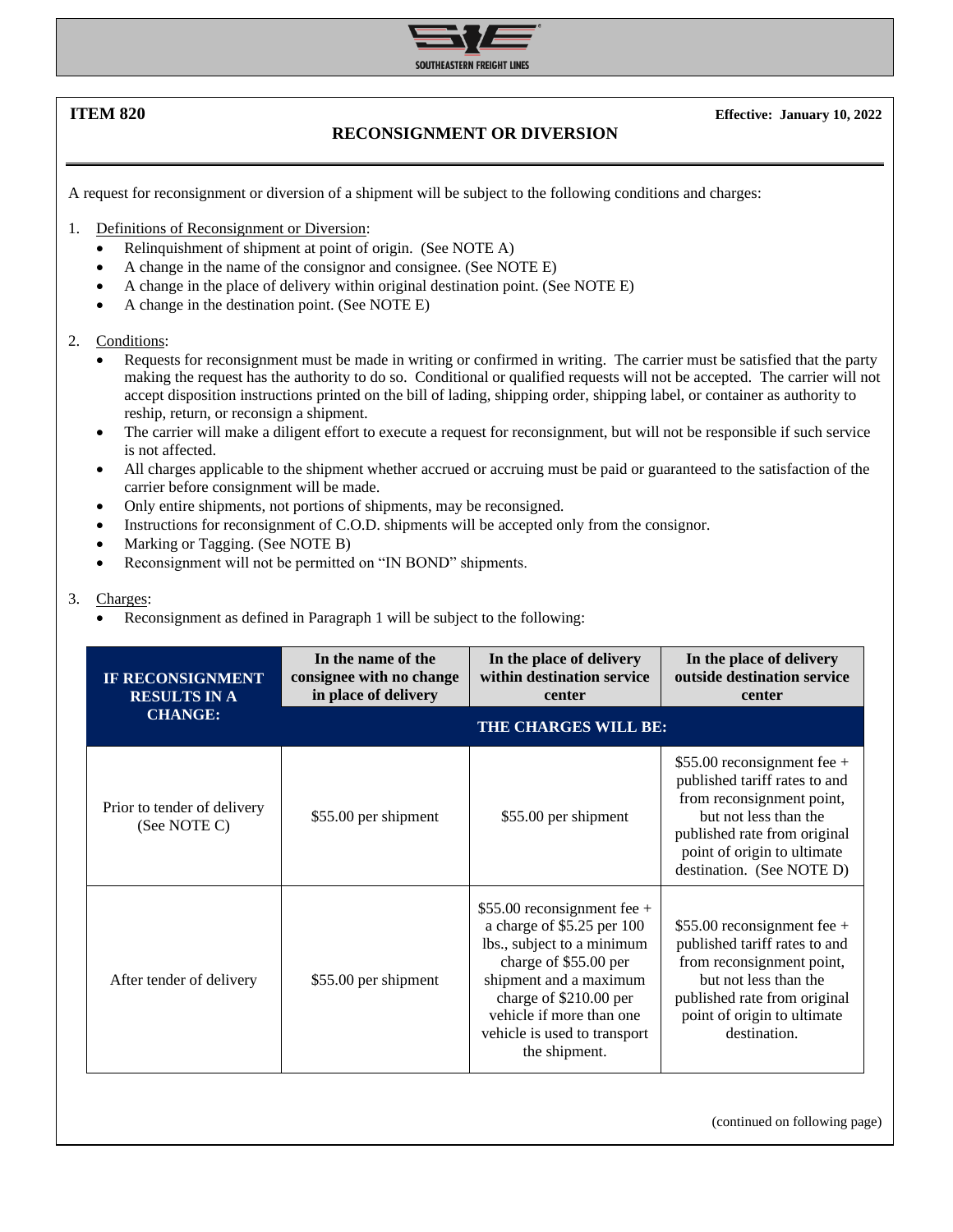**ITEM 820** — Effective: January 10, 2022

## RECONSIGNMENT OR DIVERSION

A request for reconsignment or diversion of a shipment will be subject to the following conditions and charges:

1. Definitions of Reconsignment or Diversion:
   - Relinquishment of shipment at point of origin. (See NOTE A)
   - A change in the name of the consignor and consignee. (See NOTE E)
   - A change in the place of delivery within original destination point. (See NOTE E)
   - A change in the destination point. (See NOTE E)

2. Conditions:
   - Requests for reconsignment must be made in writing or confirmed in writing. The carrier must be satisfied that the party making the request has the authority to do so. Conditional or qualified requests will not be accepted. The carrier will not accept disposition instructions printed on the bill of lading, shipping order, shipping label, or container as authority to reship, return, or reconsign a shipment.
   - The carrier will make a diligent effort to execute a request for reconsignment, but will not be responsible if such service is not affected.
   - All charges applicable to the shipment whether accrued or accruing must be paid or guaranteed to the satisfaction of the carrier before consignment will be made.
   - Only entire shipments, not portions of shipments, may be reconsigned.
   - Instructions for reconsignment of C.O.D. shipments will be accepted only from the consignor.
   - Marking or Tagging. (See NOTE B)
   - Reconsignment will not be permitted on "IN BOND" shipments.

3. Charges:
   - Reconsignment as defined in Paragraph 1 will be subject to the following:

| IF RECONSIGNMENT RESULTS IN A CHANGE: | In the name of the consignee with no change in place of delivery | In the place of delivery within destination service center | In the place of delivery outside destination service center |
|---|---|---|---|
| | THE CHARGES WILL BE: | | |
| Prior to tender of delivery (See NOTE C) | $55.00 per shipment | $55.00 per shipment | $55.00 reconsignment fee + published tariff rates to and from reconsignment point, but not less than the published rate from original point of origin to ultimate destination. (See NOTE D) |
| After tender of delivery | $55.00 per shipment | $55.00 reconsignment fee + a charge of $5.25 per 100 lbs., subject to a minimum charge of $55.00 per shipment and a maximum charge of $210.00 per vehicle if more than one vehicle is used to transport the shipment. | $55.00 reconsignment fee + published tariff rates to and from reconsignment point, but not less than the published rate from original point of origin to ultimate destination. |

(continued on following page)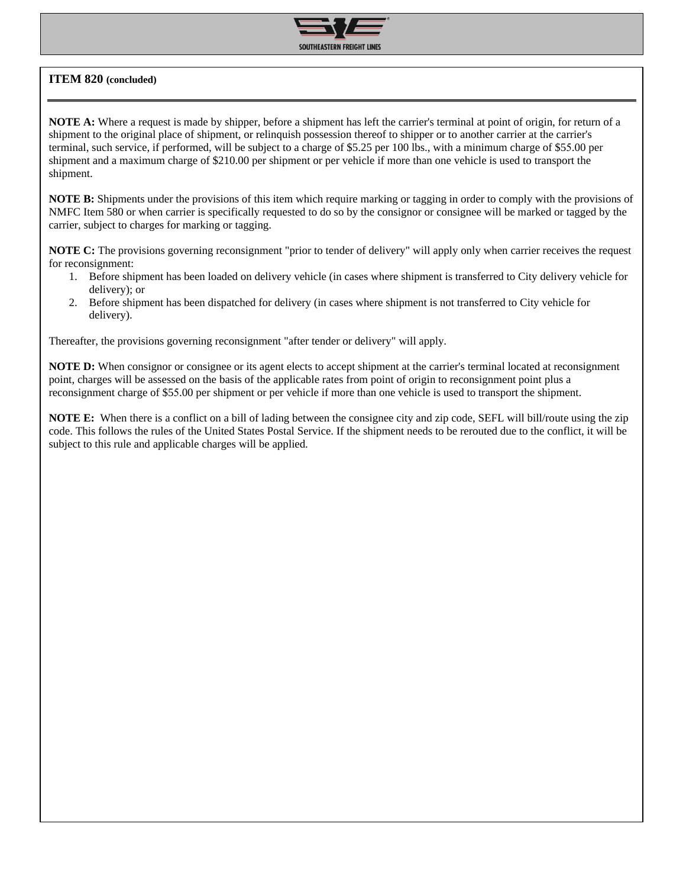## ITEM 820 **(concluded)**

**NOTE A:** Where a request is made by shipper, before a shipment has left the carrier's terminal at point of origin, for return of a shipment to the original place of shipment, or relinquish possession thereof to shipper or to another carrier at the carrier's terminal, such service, if performed, will be subject to a charge of $5.25 per 100 lbs., with a minimum charge of $55.00 per shipment and a maximum charge of $210.00 per shipment or per vehicle if more than one vehicle is used to transport the shipment.

**NOTE B:** Shipments under the provisions of this item which require marking or tagging in order to comply with the provisions of NMFC Item 580 or when carrier is specifically requested to do so by the consignor or consignee will be marked or tagged by the carrier, subject to charges for marking or tagging.

**NOTE C:** The provisions governing reconsignment "prior to tender of delivery" will apply only when carrier receives the request for reconsignment:

1. Before shipment has been loaded on delivery vehicle (in cases where shipment is transferred to City delivery vehicle for delivery); or
2. Before shipment has been dispatched for delivery (in cases where shipment is not transferred to City vehicle for delivery).

Thereafter, the provisions governing reconsignment "after tender or delivery" will apply.

**NOTE D:** When consignor or consignee or its agent elects to accept shipment at the carrier's terminal located at reconsignment point, charges will be assessed on the basis of the applicable rates from point of origin to reconsignment point plus a reconsignment charge of $55.00 per shipment or per vehicle if more than one vehicle is used to transport the shipment.

**NOTE E:** When there is a conflict on a bill of lading between the consignee city and zip code, SEFL will bill/route using the zip code. This follows the rules of the United States Postal Service. If the shipment needs to be rerouted due to the conflict, it will be subject to this rule and applicable charges will be applied.